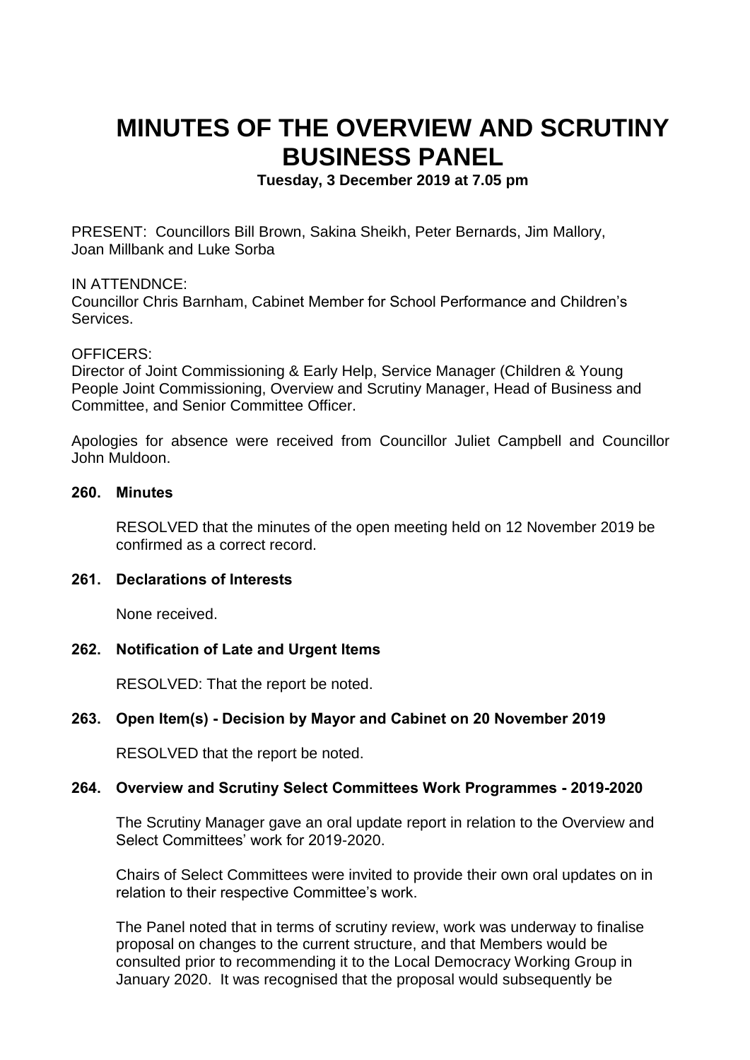# MINUTES OF THE OVERVIEW AND SCRUTINY BUSINESS PANEL

**Tuesday, 3 December 2019 at 7.05 pm**

PRESENT: Councillors Bill Brown, Sakina Sheikh, Peter Bernards, Jim Mallory, Joan Millbank and Luke Sorba

IN ATTENDNCE:
Councillor Chris Barnham, Cabinet Member for School Performance and Children's Services.

OFFICERS:
Director of Joint Commissioning & Early Help, Service Manager (Children & Young People Joint Commissioning, Overview and Scrutiny Manager, Head of Business and Committee, and Senior Committee Officer.

Apologies for absence were received from Councillor Juliet Campbell and Councillor John Muldoon.

**260. Minutes**

RESOLVED that the minutes of the open meeting held on 12 November 2019 be confirmed as a correct record.

**261. Declarations of Interests**

None received.

**262. Notification of Late and Urgent Items**

RESOLVED: That the report be noted.

**263. Open Item(s) - Decision by Mayor and Cabinet on 20 November 2019**

RESOLVED that the report be noted.

**264. Overview and Scrutiny Select Committees Work Programmes - 2019-2020**

The Scrutiny Manager gave an oral update report in relation to the Overview and Select Committees' work for 2019-2020.

Chairs of Select Committees were invited to provide their own oral updates on in relation to their respective Committee's work.

The Panel noted that in terms of scrutiny review, work was underway to finalise proposal on changes to the current structure, and that Members would be consulted prior to recommending it to the Local Democracy Working Group in January 2020. It was recognised that the proposal would subsequently be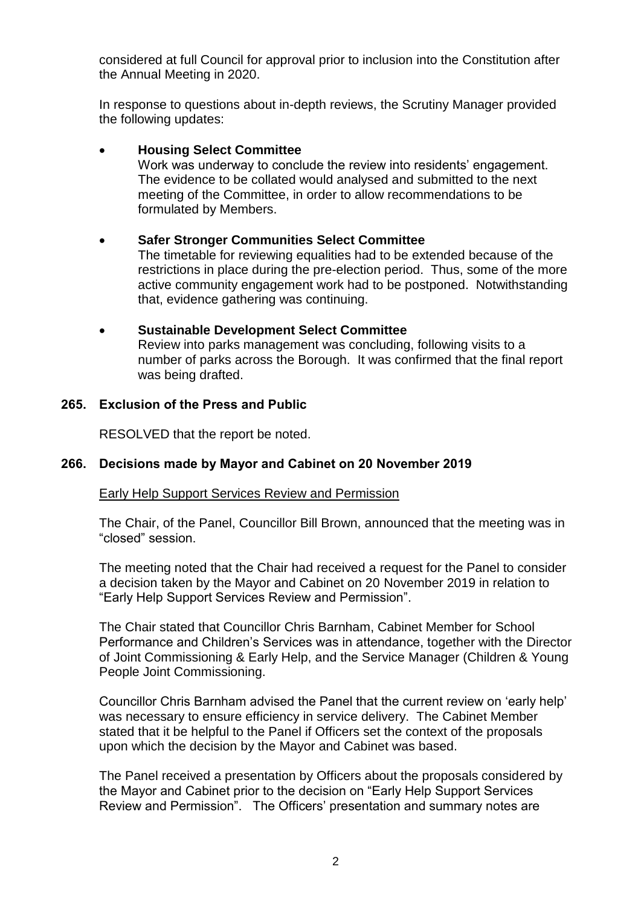considered at full Council for approval prior to inclusion into the Constitution after the Annual Meeting in 2020.

In response to questions about in-depth reviews, the Scrutiny Manager provided the following updates:

- **Housing Select Committee**
  Work was underway to conclude the review into residents' engagement. The evidence to be collated would analysed and submitted to the next meeting of the Committee, in order to allow recommendations to be formulated by Members.

- **Safer Stronger Communities Select Committee**
  The timetable for reviewing equalities had to be extended because of the restrictions in place during the pre-election period. Thus, some of the more active community engagement work had to be postponed. Notwithstanding that, evidence gathering was continuing.

- **Sustainable Development Select Committee**
  Review into parks management was concluding, following visits to a number of parks across the Borough. It was confirmed that the final report was being drafted.

## 265. Exclusion of the Press and Public

RESOLVED that the report be noted.

## 266. Decisions made by Mayor and Cabinet on 20 November 2019

Early Help Support Services Review and Permission

The Chair, of the Panel, Councillor Bill Brown, announced that the meeting was in "closed" session.

The meeting noted that the Chair had received a request for the Panel to consider a decision taken by the Mayor and Cabinet on 20 November 2019 in relation to "Early Help Support Services Review and Permission".

The Chair stated that Councillor Chris Barnham, Cabinet Member for School Performance and Children's Services was in attendance, together with the Director of Joint Commissioning & Early Help, and the Service Manager (Children & Young People Joint Commissioning.

Councillor Chris Barnham advised the Panel that the current review on 'early help' was necessary to ensure efficiency in service delivery. The Cabinet Member stated that it be helpful to the Panel if Officers set the context of the proposals upon which the decision by the Mayor and Cabinet was based.

The Panel received a presentation by Officers about the proposals considered by the Mayor and Cabinet prior to the decision on "Early Help Support Services Review and Permission". The Officers' presentation and summary notes are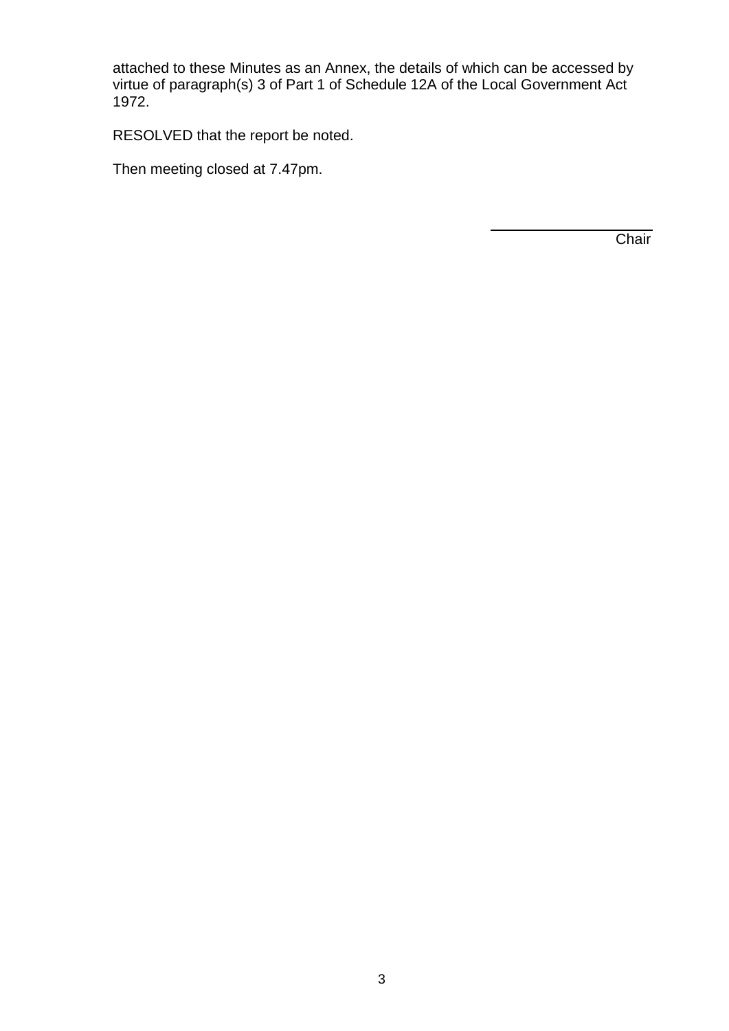attached to these Minutes as an Annex, the details of which can be accessed by virtue of paragraph(s) 3 of Part 1 of Schedule 12A of the Local Government Act 1972.

RESOLVED that the report be noted.

Then meeting closed at 7.47pm.

Chair